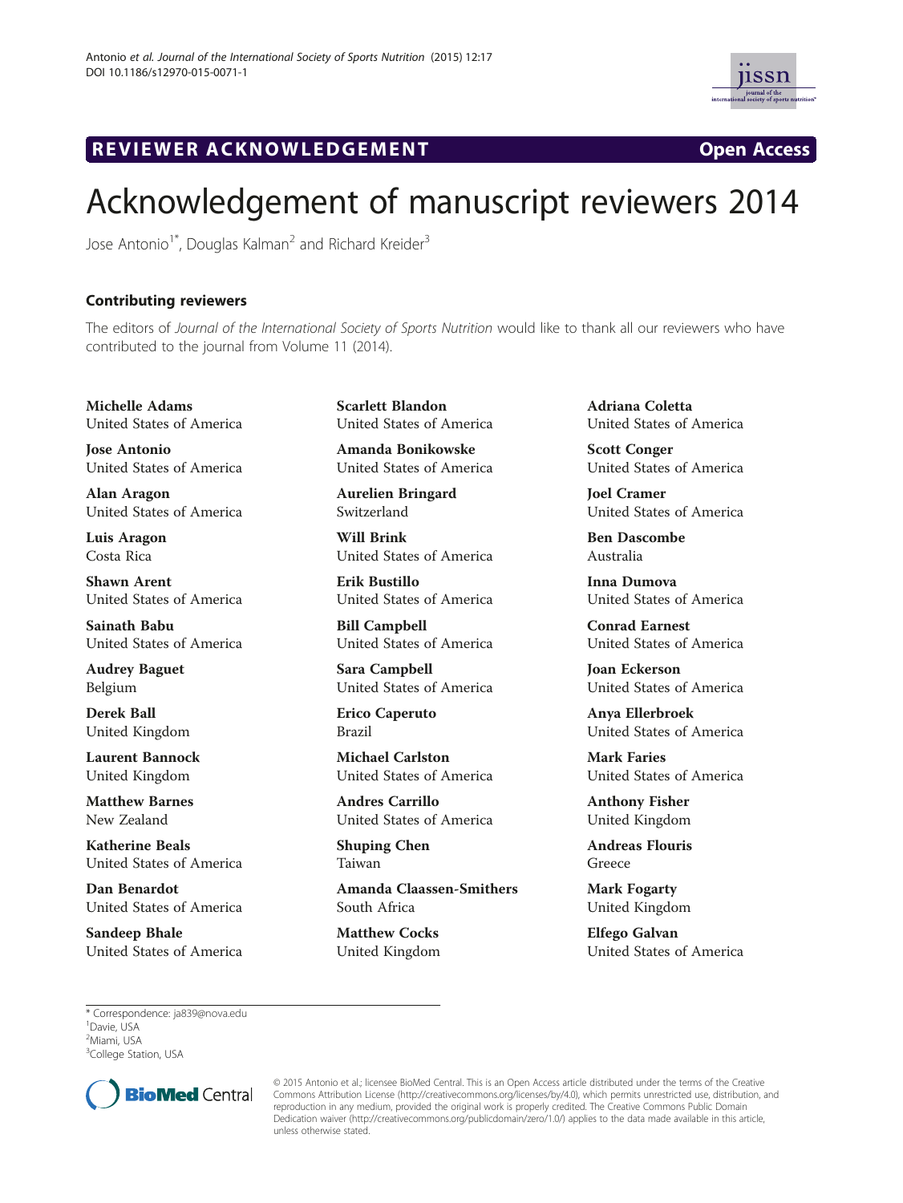REVIEWER ACKNOWLEDGEMENT

Open Access

# Acknowledgement of manuscript reviewers 2014

Jose Antonio[1*], Douglas Kalman[2] and Richard Kreider[3]

## Contributing reviewers

The editors of *Journal of the International Society of Sports Nutrition* would like to thank all our reviewers who have contributed to the journal from Volume 11 (2014).

**Michelle Adams**
United States of America

**Jose Antonio**
United States of America

**Alan Aragon**
United States of America

**Luis Aragon**
Costa Rica

**Shawn Arent**
United States of America

**Sainath Babu**
United States of America

**Audrey Baguet**
Belgium

**Derek Ball**
United Kingdom

**Laurent Bannock**
United Kingdom

**Matthew Barnes**
New Zealand

**Katherine Beals**
United States of America

**Dan Benardot**
United States of America

**Sandeep Bhale**
United States of America

**Scarlett Blandon**
United States of America

**Amanda Bonikowske**
United States of America

**Aurelien Bringard**
Switzerland

**Will Brink**
United States of America

**Erik Bustillo**
United States of America

**Bill Campbell**
United States of America

**Sara Campbell**
United States of America

**Erico Caperuto**
Brazil

**Michael Carlston**
United States of America

**Andres Carrillo**
United States of America

**Shuping Chen**
Taiwan

**Amanda Claassen-Smithers**
South Africa

**Matthew Cocks**
United Kingdom

**Adriana Coletta**
United States of America

**Scott Conger**
United States of America

**Joel Cramer**
United States of America

**Ben Dascombe**
Australia

**Inna Dumova**
United States of America

**Conrad Earnest**
United States of America

**Joan Eckerson**
United States of America

**Anya Ellerbroek**
United States of America

**Mark Faries**
United States of America

**Anthony Fisher**
United Kingdom

**Andreas Flouris**
Greece

**Mark Fogarty**
United Kingdom

**Elfego Galvan**
United States of America

* Correspondence: ja839@nova.edu
[1]Davie, USA
[2]Miami, USA
[3]College Station, USA

© 2015 Antonio et al.; licensee BioMed Central. This is an Open Access article distributed under the terms of the Creative Commons Attribution License (http://creativecommons.org/licenses/by/4.0), which permits unrestricted use, distribution, and reproduction in any medium, provided the original work is properly credited. The Creative Commons Public Domain Dedication waiver (http://creativecommons.org/publicdomain/zero/1.0/) applies to the data made available in this article, unless otherwise stated.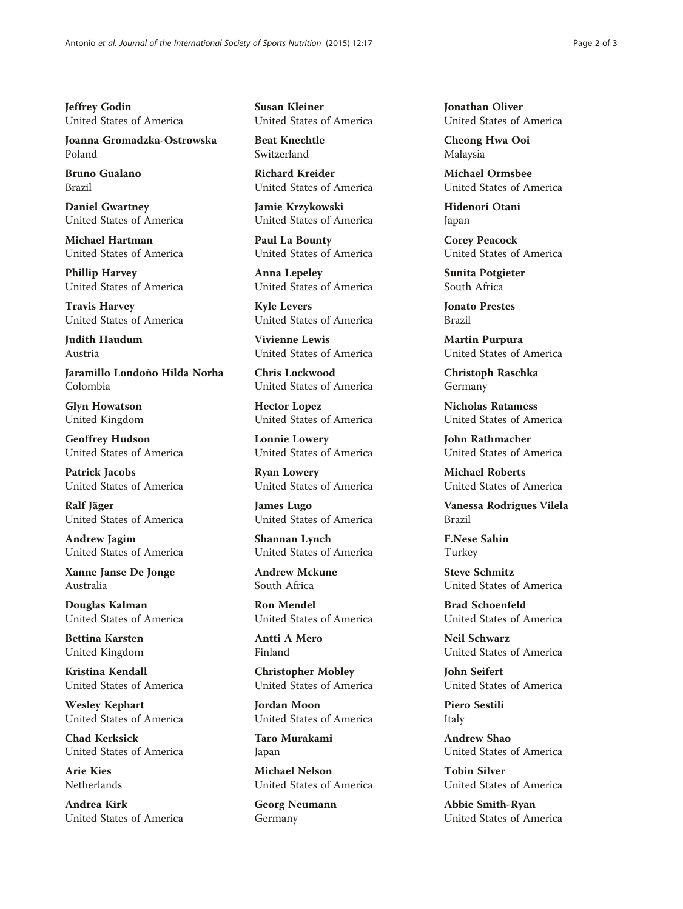**Jeffrey Godin**
United States of America

**Joanna Gromadzka-Ostrowska**
Poland

**Bruno Gualano**
Brazil

**Daniel Gwartney**
United States of America

**Michael Hartman**
United States of America

**Phillip Harvey**
United States of America

**Travis Harvey**
United States of America

**Judith Haudum**
Austria

**Jaramillo Londoño Hilda Norha**
Colombia

**Glyn Howatson**
United Kingdom

**Geoffrey Hudson**
United States of America

**Patrick Jacobs**
United States of America

**Ralf Jäger**
United States of America

**Andrew Jagim**
United States of America

**Xanne Janse De Jonge**
Australia

**Douglas Kalman**
United States of America

**Bettina Karsten**
United Kingdom

**Kristina Kendall**
United States of America

**Wesley Kephart**
United States of America

**Chad Kerksick**
United States of America

**Arie Kies**
Netherlands

**Andrea Kirk**
United States of America

**Susan Kleiner**
United States of America

**Beat Knechtle**
Switzerland

**Richard Kreider**
United States of America

**Jamie Krzykowski**
United States of America

**Paul La Bounty**
United States of America

**Anna Lepeley**
United States of America

**Kyle Levers**
United States of America

**Vivienne Lewis**
United States of America

**Chris Lockwood**
United States of America

**Hector Lopez**
United States of America

**Lonnie Lowery**
United States of America

**Ryan Lowery**
United States of America

**James Lugo**
United States of America

**Shannan Lynch**
United States of America

**Andrew Mckune**
South Africa

**Ron Mendel**
United States of America

**Antti A Mero**
Finland

**Christopher Mobley**
United States of America

**Jordan Moon**
United States of America

**Taro Murakami**
Japan

**Michael Nelson**
United States of America

**Georg Neumann**
Germany

**Jonathan Oliver**
United States of America

**Cheong Hwa Ooi**
Malaysia

**Michael Ormsbee**
United States of America

**Hidenori Otani**
Japan

**Corey Peacock**
United States of America

**Sunita Potgieter**
South Africa

**Jonato Prestes**
Brazil

**Martin Purpura**
United States of America

**Christoph Raschka**
Germany

**Nicholas Ratamess**
United States of America

**John Rathmacher**
United States of America

**Michael Roberts**
United States of America

**Vanessa Rodrigues Vilela**
Brazil

**F.Nese Sahin**
Turkey

**Steve Schmitz**
United States of America

**Brad Schoenfeld**
United States of America

**Neil Schwarz**
United States of America

**John Seifert**
United States of America

**Piero Sestili**
Italy

**Andrew Shao**
United States of America

**Tobin Silver**
United States of America

**Abbie Smith-Ryan**
United States of America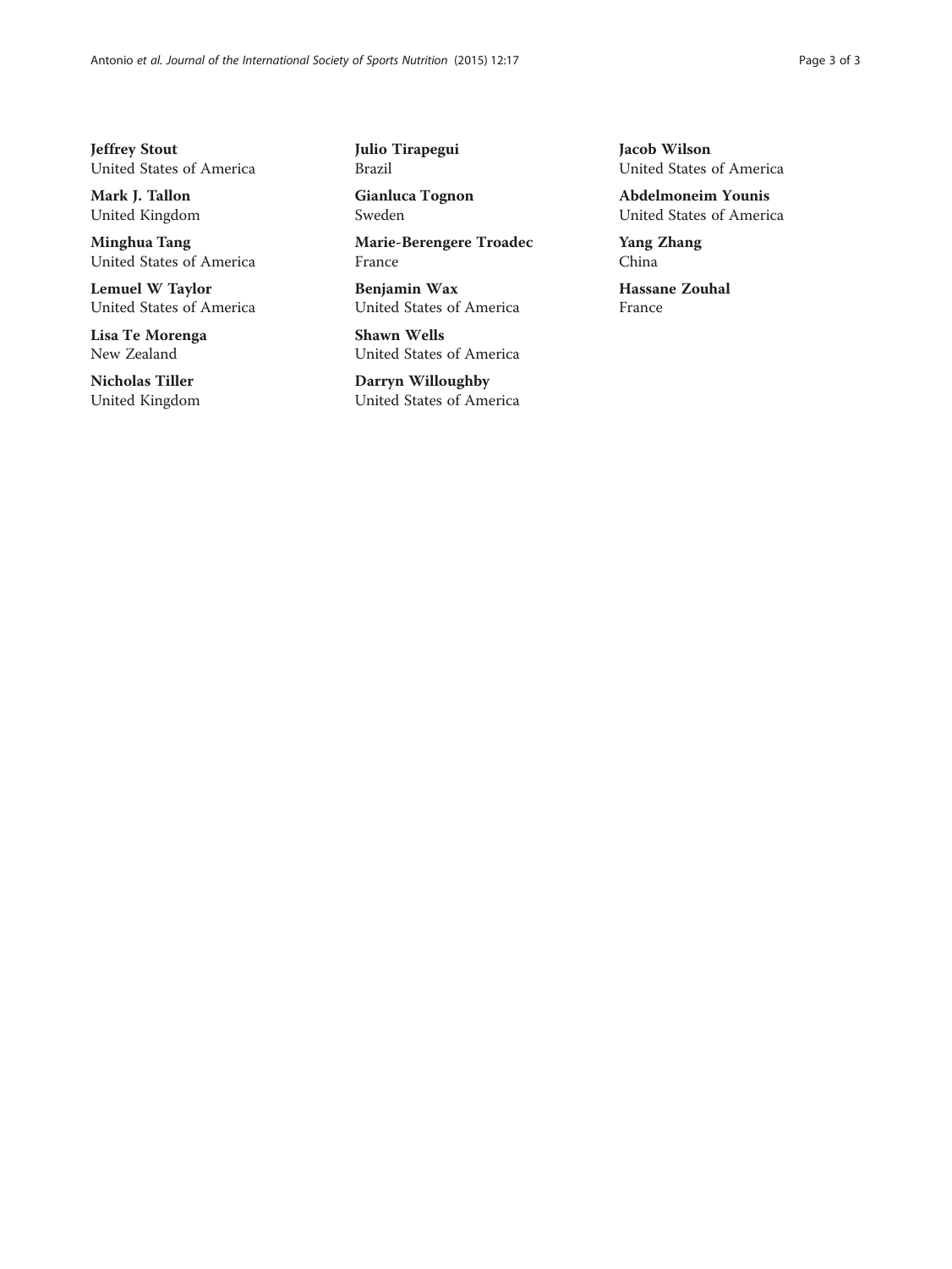**Jeffrey Stout**
United States of America

**Mark J. Tallon**
United Kingdom

**Minghua Tang**
United States of America

**Lemuel W Taylor**
United States of America

**Lisa Te Morenga**
New Zealand

**Nicholas Tiller**
United Kingdom

**Julio Tirapegui**
Brazil

**Gianluca Tognon**
Sweden

**Marie-Berengere Troadec**
France

**Benjamin Wax**
United States of America

**Shawn Wells**
United States of America

**Darryn Willoughby**
United States of America

**Jacob Wilson**
United States of America

**Abdelmoneim Younis**
United States of America

**Yang Zhang**
China

**Hassane Zouhal**
France